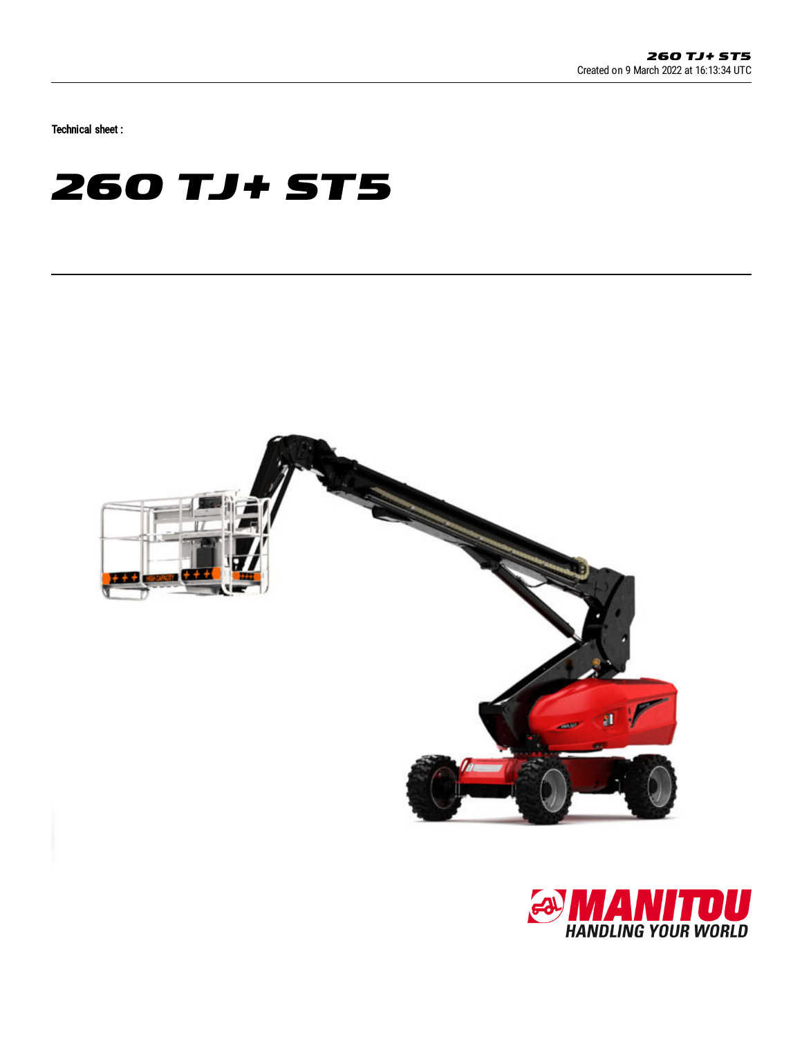Created on 9 March 2022 at 16:13:34 UTC

Technical sheet :

# 260 TJ+ ST5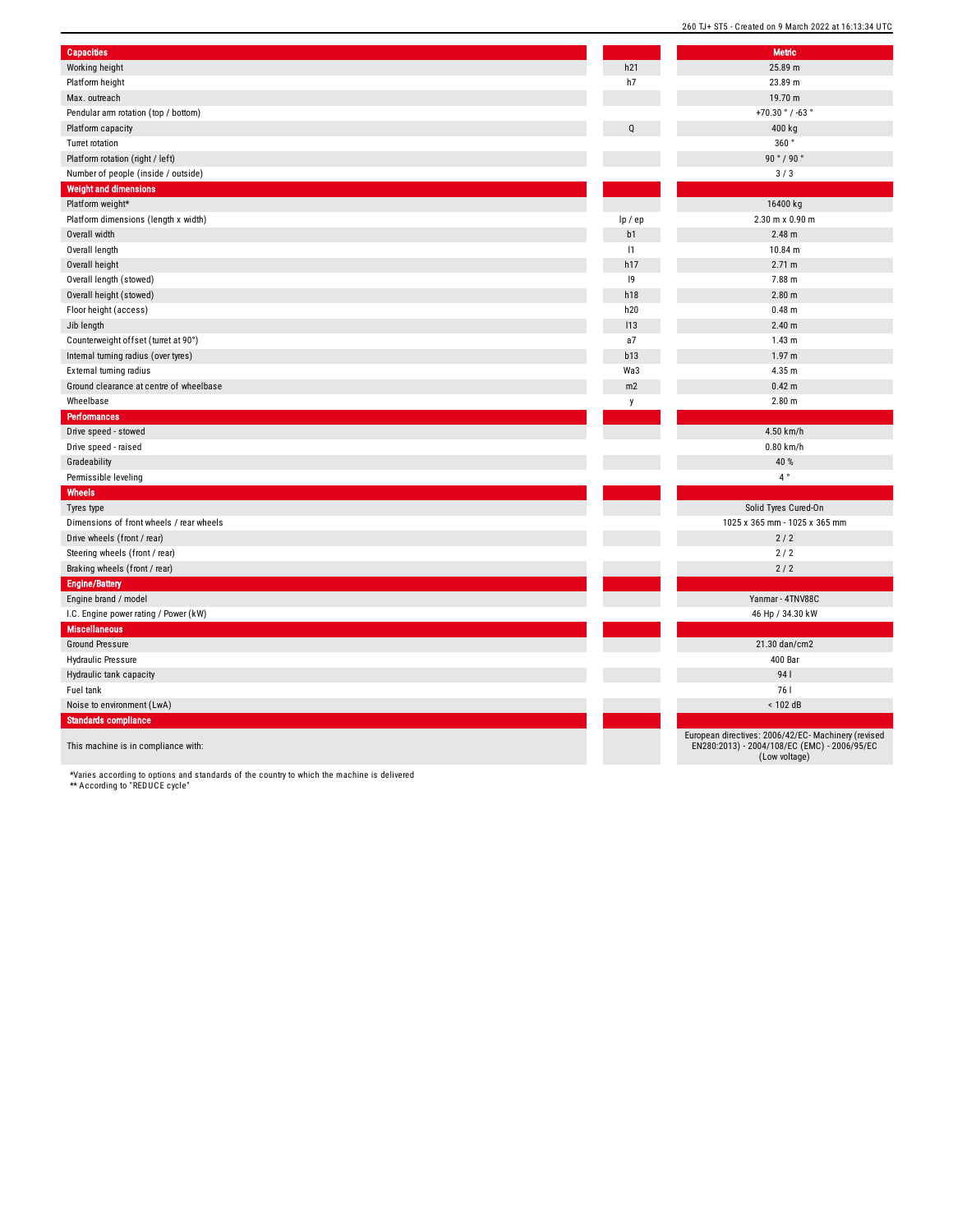| Capacities | | Metric |
| --- | --- | --- |
| Working height | h21 | 25.89 m |
| Platform height | h7 | 23.89 m |
| Max. outreach | | 19.70 m |
| Pendular arm rotation (top / bottom) | | +70.30 ° / -63 ° |
| Platform capacity | Q | 400 kg |
| Turret rotation | | 360 ° |
| Platform rotation (right / left) | | 90 ° / 90 ° |
| Number of people (inside / outside) | | 3 / 3 |
| **Weight and dimensions** | | |
| Platform weight* | | 16400 kg |
| Platform dimensions (length x width) | lp / ep | 2.30 m x 0.90 m |
| Overall width | b1 | 2.48 m |
| Overall length | l1 | 10.84 m |
| Overall height | h17 | 2.71 m |
| Overall length (stowed) | l9 | 7.88 m |
| Overall height (stowed) | h18 | 2.80 m |
| Floor height (access) | h20 | 0.48 m |
| Jib length | l13 | 2.40 m |
| Counterweight offset (turret at 90°) | a7 | 1.43 m |
| Internal turning radius (over tyres) | b13 | 1.97 m |
| External turning radius | Wa3 | 4.35 m |
| Ground clearance at centre of wheelbase | m2 | 0.42 m |
| Wheelbase | y | 2.80 m |
| **Performances** | | |
| Drive speed - stowed | | 4.50 km/h |
| Drive speed - raised | | 0.80 km/h |
| Gradeability | | 40 % |
| Permissible leveling | | 4 ° |
| **Wheels** | | |
| Tyres type | | Solid Tyres Cured-On |
| Dimensions of front wheels / rear wheels | | 1025 x 365 mm - 1025 x 365 mm |
| Drive wheels (front / rear) | | 2 / 2 |
| Steering wheels (front / rear) | | 2 / 2 |
| Braking wheels (front / rear) | | 2 / 2 |
| **Engine/Battery** | | |
| Engine brand / model | | Yanmar - 4TNV88C |
| I.C. Engine power rating / Power (kW) | | 46 Hp / 34.30 kW |
| **Miscellaneous** | | |
| Ground Pressure | | 21.30 dan/cm2 |
| Hydraulic Pressure | | 400 Bar |
| Hydraulic tank capacity | | 94 l |
| Fuel tank | | 76 l |
| Noise to environment (LwA) | | < 102 dB |
| **Standards compliance** | | |
| This machine is in compliance with: | | European directives: 2006/42/EC- Machinery (revised EN280:2013) - 2004/108/EC (EMC) - 2006/95/EC (Low voltage) |

*Varies according to options and standards of the country to which the machine is delivered
** According to "REDUCE cycle"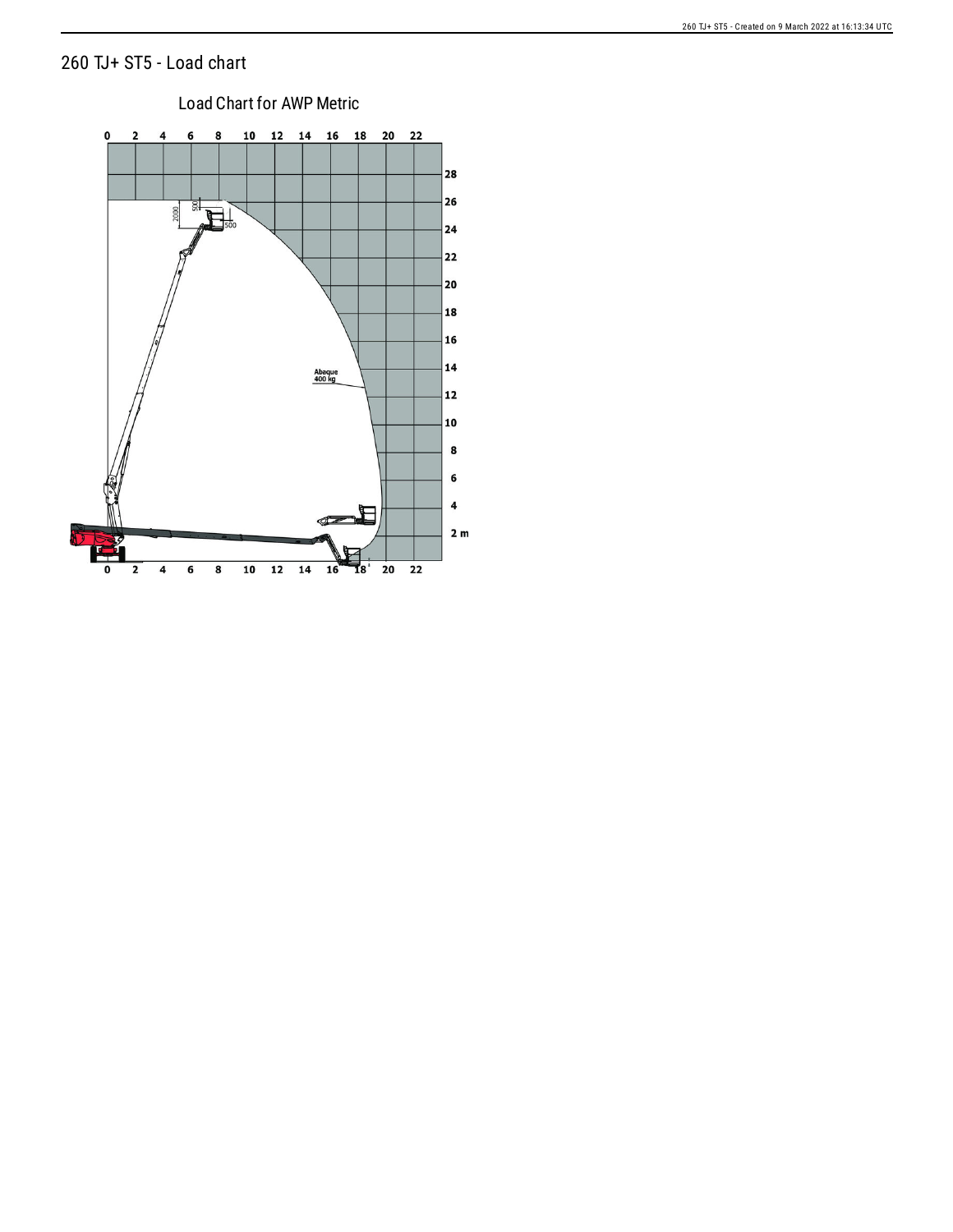# 260 TJ+ ST5 - Load chart

Load Chart for AWP Metric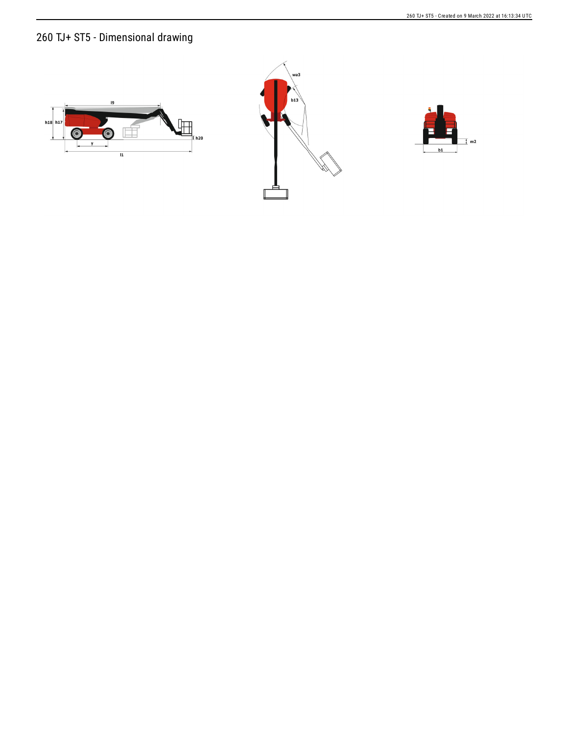# 260 TJ+ ST5 - Dimensional drawing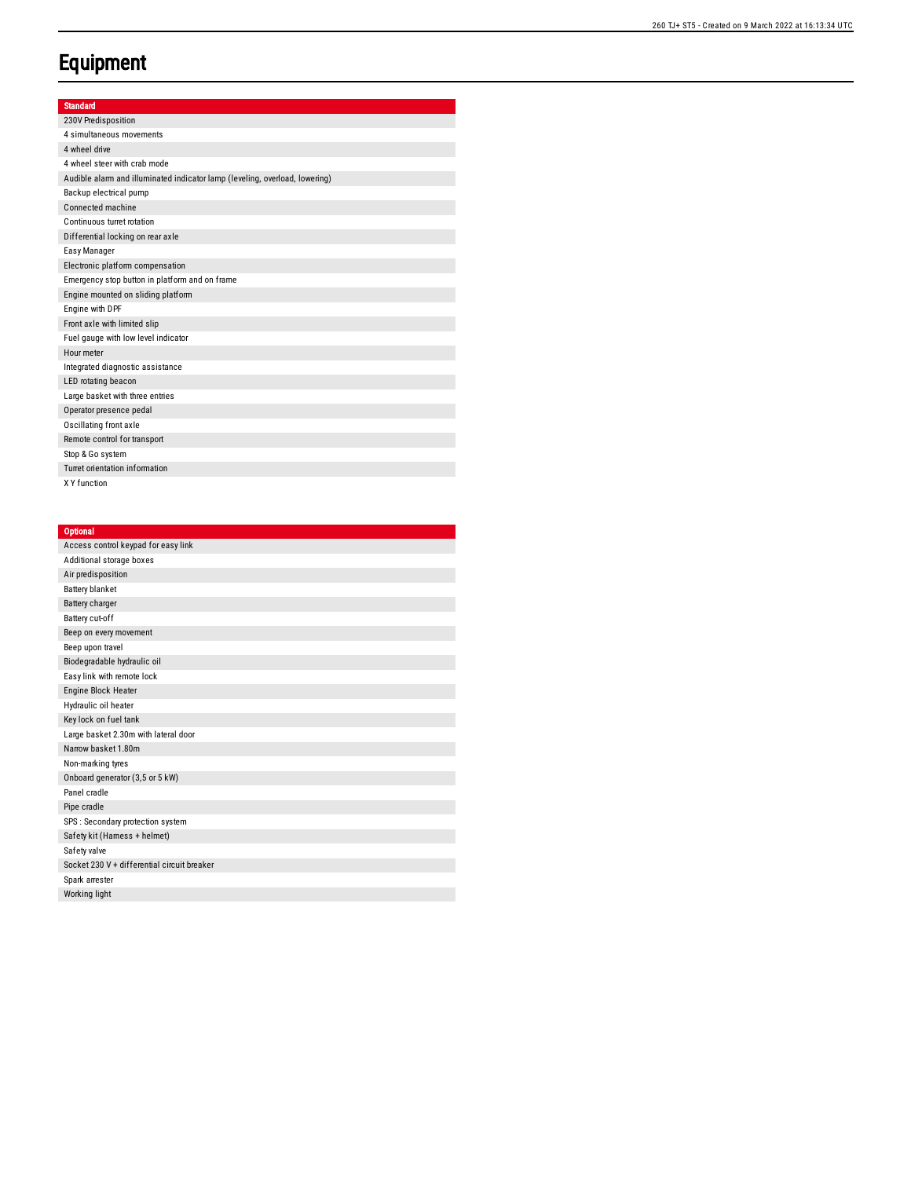# Equipment

| Standard |
| --- |
| 230V Predisposition |
| 4 simultaneous movements |
| 4 wheel drive |
| 4 wheel steer with crab mode |
| Audible alarm and illuminated indicator lamp (leveling, overload, lowering) |
| Backup electrical pump |
| Connected machine |
| Continuous turret rotation |
| Differential locking on rear axle |
| Easy Manager |
| Electronic platform compensation |
| Emergency stop button in platform and on frame |
| Engine mounted on sliding platform |
| Engine with DPF |
| Front axle with limited slip |
| Fuel gauge with low level indicator |
| Hour meter |
| Integrated diagnostic assistance |
| LED rotating beacon |
| Large basket with three entries |
| Operator presence pedal |
| Oscillating front axle |
| Remote control for transport |
| Stop & Go system |
| Turret orientation information |
| X Y function |

| Optional |
| --- |
| Access control keypad for easy link |
| Additional storage boxes |
| Air predisposition |
| Battery blanket |
| Battery charger |
| Battery cut-off |
| Beep on every movement |
| Beep upon travel |
| Biodegradable hydraulic oil |
| Easy link with remote lock |
| Engine Block Heater |
| Hydraulic oil heater |
| Key lock on fuel tank |
| Large basket 2.30m with lateral door |
| Narrow basket 1.80m |
| Non-marking tyres |
| Onboard generator (3,5 or 5 kW) |
| Panel cradle |
| Pipe cradle |
| SPS : Secondary protection system |
| Safety kit (Harness + helmet) |
| Safety valve |
| Socket 230 V + differential circuit breaker |
| Spark arrester |
| Working light |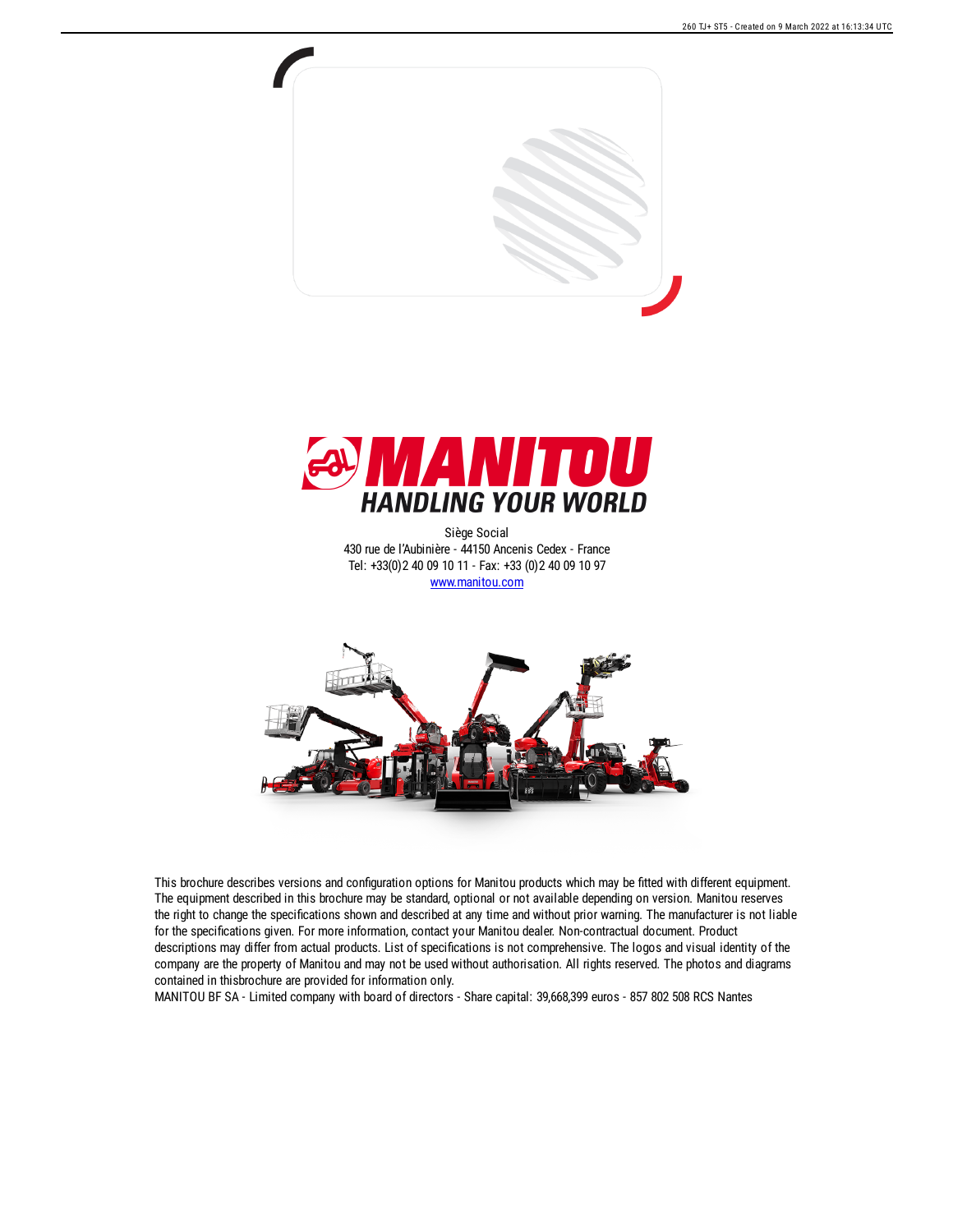MANITOU
HANDLING YOUR WORLD

Siège Social
430 rue de l'Aubinière - 44150 Ancenis Cedex - France
Tel: +33(0)2 40 09 10 11 - Fax: +33 (0)2 40 09 10 97
www.manitou.com

This brochure describes versions and configuration options for Manitou products which may be fitted with different equipment. The equipment described in this brochure may be standard, optional or not available depending on version. Manitou reserves the right to change the specifications shown and described at any time and without prior warning. The manufacturer is not liable for the specifications given. For more information, contact your Manitou dealer. Non-contractual document. Product descriptions may differ from actual products. List of specifications is not comprehensive. The logos and visual identity of the company are the property of Manitou and may not be used without authorisation. All rights reserved. The photos and diagrams contained in thisbrochure are provided for information only.
MANITOU BF SA - Limited company with board of directors - Share capital: 39,668,399 euros - 857 802 508 RCS Nantes